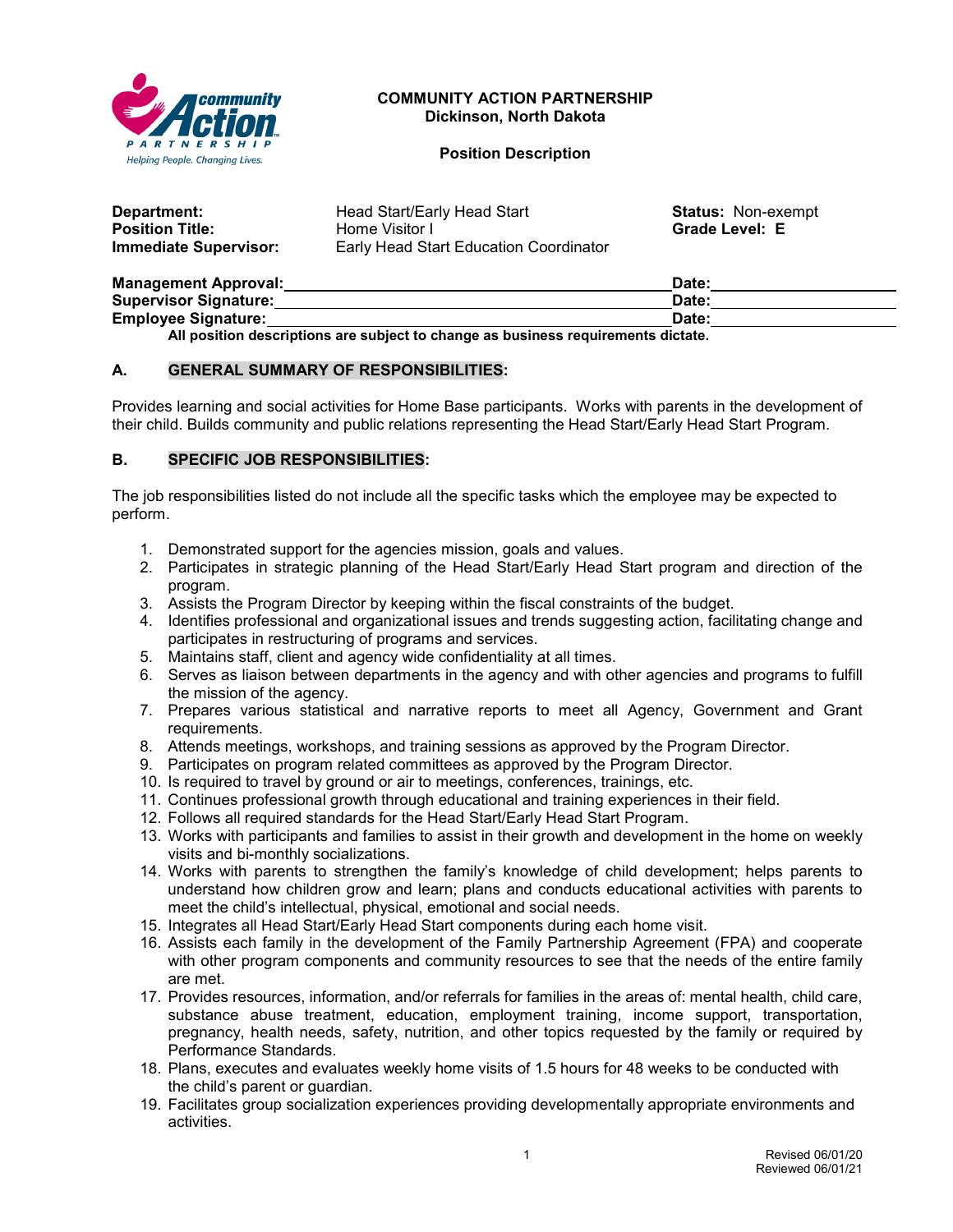**COMMUNITY ACTION PARTNERSHIP**
**Dickinson, North Dakota**

**Position Description**

| | | |
|---|---|---|
| **Department:** | Head Start/Early Head Start | **Status:** Non-exempt |
| **Position Title:** | Home Visitor I | **Grade Level: E** |
| **Immediate Supervisor:** | Early Head Start Education Coordinator | |

**Management Approval:**\_\_\_\_\_\_\_\_\_\_\_\_\_\_\_\_\_\_\_\_\_\_\_\_\_\_\_\_\_\_\_\_ **Date:**\_\_\_\_\_\_\_\_\_\_\_\_\_\_\_\_
**Supervisor Signature:**\_\_\_\_\_\_\_\_\_\_\_\_\_\_\_\_\_\_\_\_\_\_\_\_\_\_\_\_\_\_\_\_ **Date:**\_\_\_\_\_\_\_\_\_\_\_\_\_\_\_\_
**Employee Signature:**\_\_\_\_\_\_\_\_\_\_\_\_\_\_\_\_\_\_\_\_\_\_\_\_\_\_\_\_\_\_\_\_ **Date:**\_\_\_\_\_\_\_\_\_\_\_\_\_\_\_\_

**All position descriptions are subject to change as business requirements dictate.**

## A. GENERAL SUMMARY OF RESPONSIBILITIES:

Provides learning and social activities for Home Base participants. Works with parents in the development of their child. Builds community and public relations representing the Head Start/Early Head Start Program.

## B. SPECIFIC JOB RESPONSIBILITIES:

The job responsibilities listed do not include all the specific tasks which the employee may be expected to perform.

1. Demonstrated support for the agencies mission, goals and values.
2. Participates in strategic planning of the Head Start/Early Head Start program and direction of the program.
3. Assists the Program Director by keeping within the fiscal constraints of the budget.
4. Identifies professional and organizational issues and trends suggesting action, facilitating change and participates in restructuring of programs and services.
5. Maintains staff, client and agency wide confidentiality at all times.
6. Serves as liaison between departments in the agency and with other agencies and programs to fulfill the mission of the agency.
7. Prepares various statistical and narrative reports to meet all Agency, Government and Grant requirements.
8. Attends meetings, workshops, and training sessions as approved by the Program Director.
9. Participates on program related committees as approved by the Program Director.
10. Is required to travel by ground or air to meetings, conferences, trainings, etc.
11. Continues professional growth through educational and training experiences in their field.
12. Follows all required standards for the Head Start/Early Head Start Program.
13. Works with participants and families to assist in their growth and development in the home on weekly visits and bi-monthly socializations.
14. Works with parents to strengthen the family's knowledge of child development; helps parents to understand how children grow and learn; plans and conducts educational activities with parents to meet the child's intellectual, physical, emotional and social needs.
15. Integrates all Head Start/Early Head Start components during each home visit.
16. Assists each family in the development of the Family Partnership Agreement (FPA) and cooperate with other program components and community resources to see that the needs of the entire family are met.
17. Provides resources, information, and/or referrals for families in the areas of: mental health, child care, substance abuse treatment, education, employment training, income support, transportation, pregnancy, health needs, safety, nutrition, and other topics requested by the family or required by Performance Standards.
18. Plans, executes and evaluates weekly home visits of 1.5 hours for 48 weeks to be conducted with the child's parent or guardian.
19. Facilitates group socialization experiences providing developmentally appropriate environments and activities.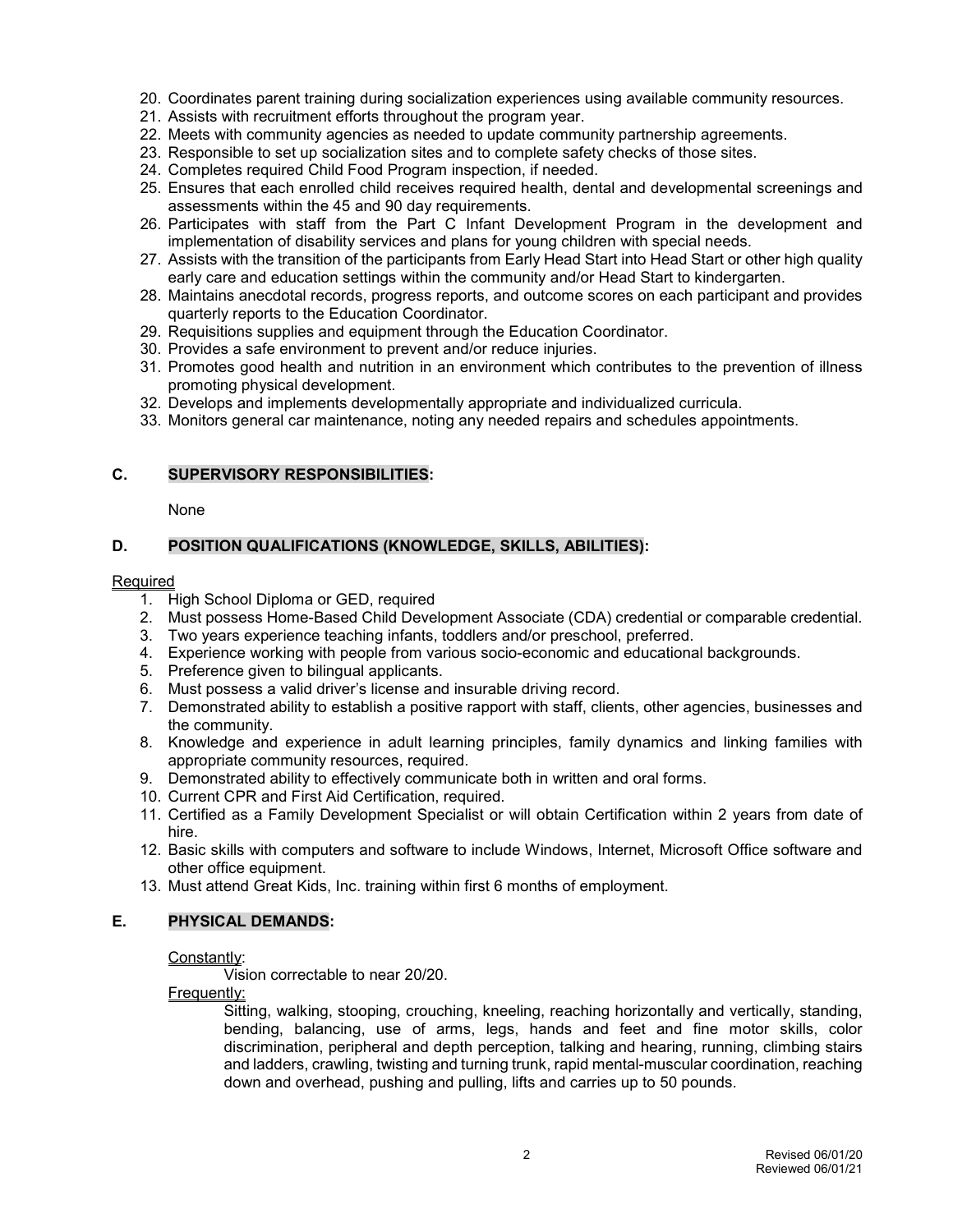20. Coordinates parent training during socialization experiences using available community resources.
21. Assists with recruitment efforts throughout the program year.
22. Meets with community agencies as needed to update community partnership agreements.
23. Responsible to set up socialization sites and to complete safety checks of those sites.
24. Completes required Child Food Program inspection, if needed.
25. Ensures that each enrolled child receives required health, dental and developmental screenings and assessments within the 45 and 90 day requirements.
26. Participates with staff from the Part C Infant Development Program in the development and implementation of disability services and plans for young children with special needs.
27. Assists with the transition of the participants from Early Head Start into Head Start or other high quality early care and education settings within the community and/or Head Start to kindergarten.
28. Maintains anecdotal records, progress reports, and outcome scores on each participant and provides quarterly reports to the Education Coordinator.
29. Requisitions supplies and equipment through the Education Coordinator.
30. Provides a safe environment to prevent and/or reduce injuries.
31. Promotes good health and nutrition in an environment which contributes to the prevention of illness promoting physical development.
32. Develops and implements developmentally appropriate and individualized curricula.
33. Monitors general car maintenance, noting any needed repairs and schedules appointments.

## C. SUPERVISORY RESPONSIBILITIES:

None

## D. POSITION QUALIFICATIONS (KNOWLEDGE, SKILLS, ABILITIES):

Required

1. High School Diploma or GED, required
2. Must possess Home-Based Child Development Associate (CDA) credential or comparable credential.
3. Two years experience teaching infants, toddlers and/or preschool, preferred.
4. Experience working with people from various socio-economic and educational backgrounds.
5. Preference given to bilingual applicants.
6. Must possess a valid driver's license and insurable driving record.
7. Demonstrated ability to establish a positive rapport with staff, clients, other agencies, businesses and the community.
8. Knowledge and experience in adult learning principles, family dynamics and linking families with appropriate community resources, required.
9. Demonstrated ability to effectively communicate both in written and oral forms.
10. Current CPR and First Aid Certification, required.
11. Certified as a Family Development Specialist or will obtain Certification within 2 years from date of hire.
12. Basic skills with computers and software to include Windows, Internet, Microsoft Office software and other office equipment.
13. Must attend Great Kids, Inc. training within first 6 months of employment.

## E. PHYSICAL DEMANDS:

Constantly:

Vision correctable to near 20/20.

Frequently:

Sitting, walking, stooping, crouching, kneeling, reaching horizontally and vertically, standing, bending, balancing, use of arms, legs, hands and feet and fine motor skills, color discrimination, peripheral and depth perception, talking and hearing, running, climbing stairs and ladders, crawling, twisting and turning trunk, rapid mental-muscular coordination, reaching down and overhead, pushing and pulling, lifts and carries up to 50 pounds.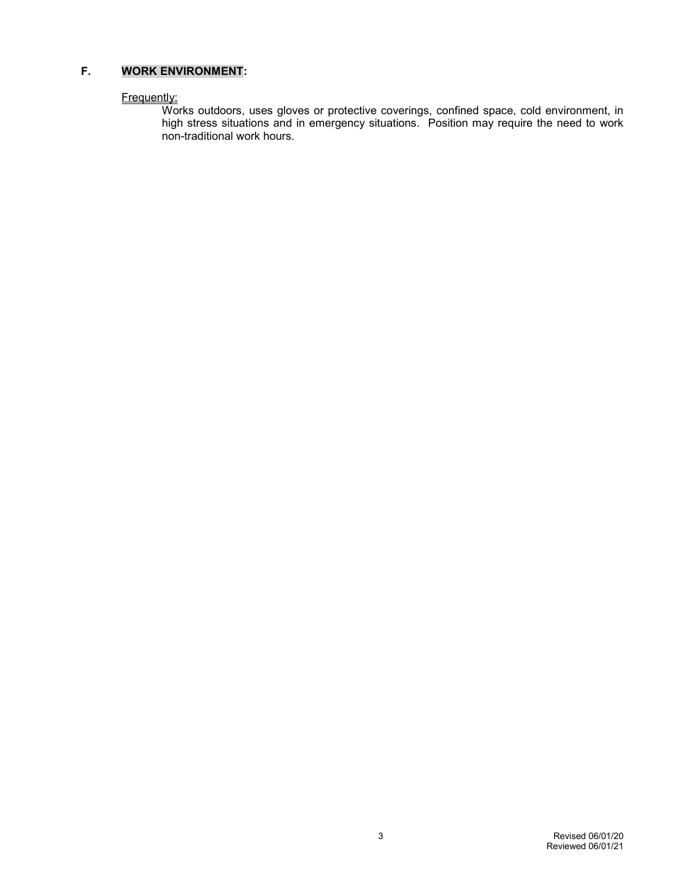## F. **WORK ENVIRONMENT:**

Frequently:

Works outdoors, uses gloves or protective coverings, confined space, cold environment, in high stress situations and in emergency situations. Position may require the need to work non-traditional work hours.

Revised 06/01/20
Reviewed 06/01/21